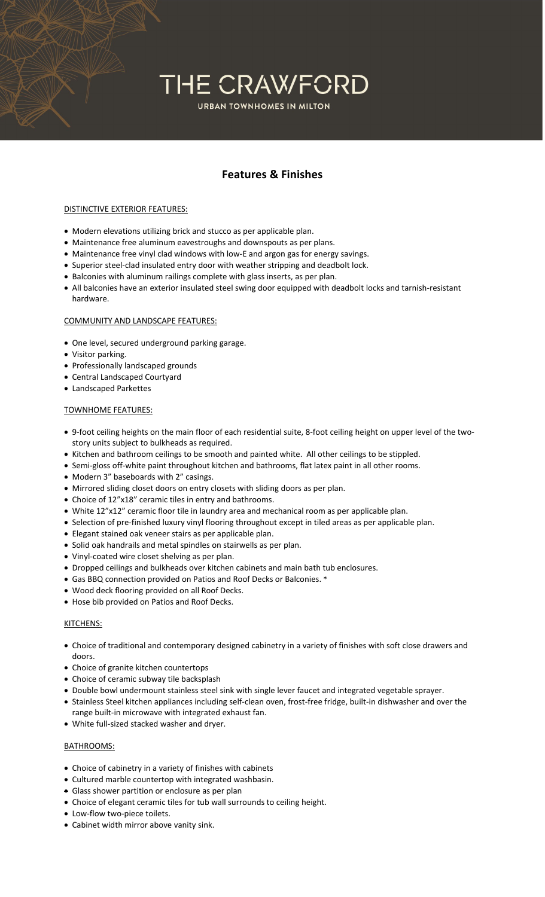# THE CRAWFORD

URBAN TOWNHOMES IN MILTON

## Features & Finishes

DISTINCTIVE EXTERIOR FEATURES:

- Modern elevations utilizing brick and stucco as per applicable plan.
- Maintenance free aluminum eavestroughs and downspouts as per plans.
- Maintenance free vinyl clad windows with low-E and argon gas for energy savings.
- Superior steel-clad insulated entry door with weather stripping and deadbolt lock.
- Balconies with aluminum railings complete with glass inserts, as per plan.
- All balconies have an exterior insulated steel swing door equipped with deadbolt locks and tarnish-resistant hardware.

COMMUNITY AND LANDSCAPE FEATURES:

- One level, secured underground parking garage.
- Visitor parking.
- Professionally landscaped grounds
- Central Landscaped Courtyard
- Landscaped Parkettes

TOWNHOME FEATURES:

- 9-foot ceiling heights on the main floor of each residential suite, 8-foot ceiling height on upper level of the two-story units subject to bulkheads as required.
- Kitchen and bathroom ceilings to be smooth and painted white. All other ceilings to be stippled.
- Semi-gloss off-white paint throughout kitchen and bathrooms, flat latex paint in all other rooms.
- Modern 3" baseboards with 2" casings.
- Mirrored sliding closet doors on entry closets with sliding doors as per plan.
- Choice of 12"x18" ceramic tiles in entry and bathrooms.
- White 12"x12" ceramic floor tile in laundry area and mechanical room as per applicable plan.
- Selection of pre-finished luxury vinyl flooring throughout except in tiled areas as per applicable plan.
- Elegant stained oak veneer stairs as per applicable plan.
- Solid oak handrails and metal spindles on stairwells as per plan.
- Vinyl-coated wire closet shelving as per plan.
- Dropped ceilings and bulkheads over kitchen cabinets and main bath tub enclosures.
- Gas BBQ connection provided on Patios and Roof Decks or Balconies. *
- Wood deck flooring provided on all Roof Decks.
- Hose bib provided on Patios and Roof Decks.

KITCHENS:

- Choice of traditional and contemporary designed cabinetry in a variety of finishes with soft close drawers and doors.
- Choice of granite kitchen countertops
- Choice of ceramic subway tile backsplash
- Double bowl undermount stainless steel sink with single lever faucet and integrated vegetable sprayer.
- Stainless Steel kitchen appliances including self-clean oven, frost-free fridge, built-in dishwasher and over the range built-in microwave with integrated exhaust fan.
- White full-sized stacked washer and dryer.

BATHROOMS:

- Choice of cabinetry in a variety of finishes with cabinets
- Cultured marble countertop with integrated washbasin.
- Glass shower partition or enclosure as per plan
- Choice of elegant ceramic tiles for tub wall surrounds to ceiling height.
- Low-flow two-piece toilets.
- Cabinet width mirror above vanity sink.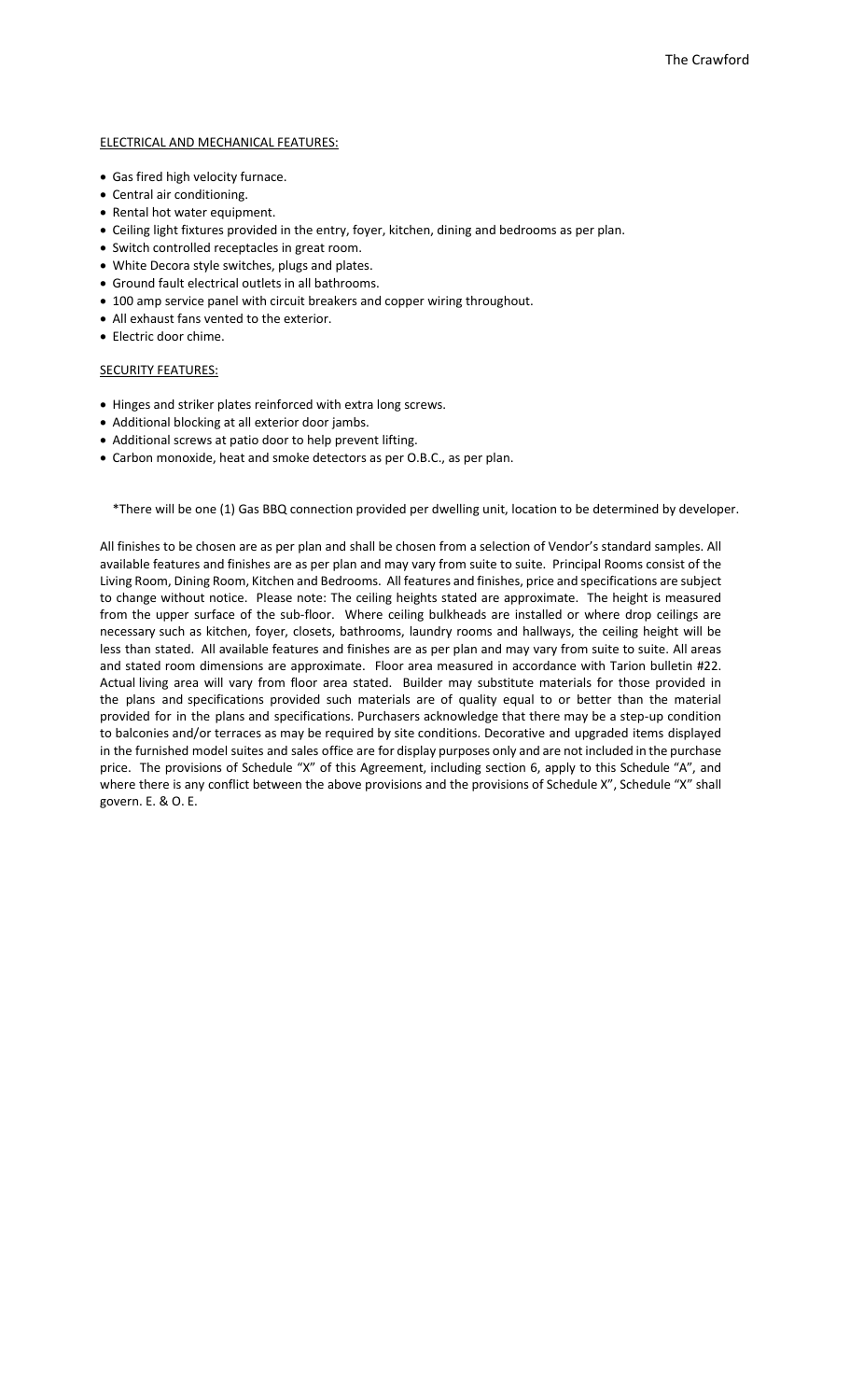ELECTRICAL AND MECHANICAL FEATURES:

- Gas fired high velocity furnace.
- Central air conditioning.
- Rental hot water equipment.
- Ceiling light fixtures provided in the entry, foyer, kitchen, dining and bedrooms as per plan.
- Switch controlled receptacles in great room.
- White Decora style switches, plugs and plates.
- Ground fault electrical outlets in all bathrooms.
- 100 amp service panel with circuit breakers and copper wiring throughout.
- All exhaust fans vented to the exterior.
- Electric door chime.

SECURITY FEATURES:

- Hinges and striker plates reinforced with extra long screws.
- Additional blocking at all exterior door jambs.
- Additional screws at patio door to help prevent lifting.
- Carbon monoxide, heat and smoke detectors as per O.B.C., as per plan.

*There will be one (1) Gas BBQ connection provided per dwelling unit, location to be determined by developer.

All finishes to be chosen are as per plan and shall be chosen from a selection of Vendor's standard samples. All available features and finishes are as per plan and may vary from suite to suite. Principal Rooms consist of the Living Room, Dining Room, Kitchen and Bedrooms. All features and finishes, price and specifications are subject to change without notice. Please note: The ceiling heights stated are approximate. The height is measured from the upper surface of the sub-floor. Where ceiling bulkheads are installed or where drop ceilings are necessary such as kitchen, foyer, closets, bathrooms, laundry rooms and hallways, the ceiling height will be less than stated. All available features and finishes are as per plan and may vary from suite to suite. All areas and stated room dimensions are approximate. Floor area measured in accordance with Tarion bulletin #22. Actual living area will vary from floor area stated. Builder may substitute materials for those provided in the plans and specifications provided such materials are of quality equal to or better than the material provided for in the plans and specifications. Purchasers acknowledge that there may be a step-up condition to balconies and/or terraces as may be required by site conditions. Decorative and upgraded items displayed in the furnished model suites and sales office are for display purposes only and are not included in the purchase price. The provisions of Schedule "X" of this Agreement, including section 6, apply to this Schedule "A", and where there is any conflict between the above provisions and the provisions of Schedule X", Schedule "X" shall govern. E. & O. E.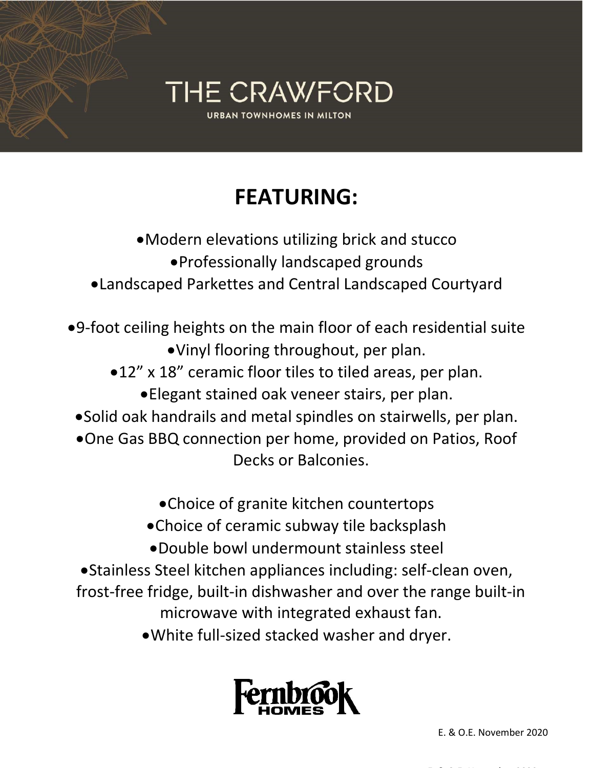# THE CRAWFORD

URBAN TOWNHOMES IN MILTON

## FEATURING:

- Modern elevations utilizing brick and stucco
- Professionally landscaped grounds
- Landscaped Parkettes and Central Landscaped Courtyard

- 9-foot ceiling heights on the main floor of each residential suite
- Vinyl flooring throughout, per plan.
- 12” x 18” ceramic floor tiles to tiled areas, per plan.
- Elegant stained oak veneer stairs, per plan.
- Solid oak handrails and metal spindles on stairwells, per plan.
- One Gas BBQ connection per home, provided on Patios, Roof Decks or Balconies.

- Choice of granite kitchen countertops
- Choice of ceramic subway tile backsplash
- Double bowl undermount stainless steel
- Stainless Steel kitchen appliances including: self-clean oven, frost-free fridge, built-in dishwasher and over the range built-in microwave with integrated exhaust fan.
- White full-sized stacked washer and dryer.

Fernbrook HOMES

E. & O.E. November 2020